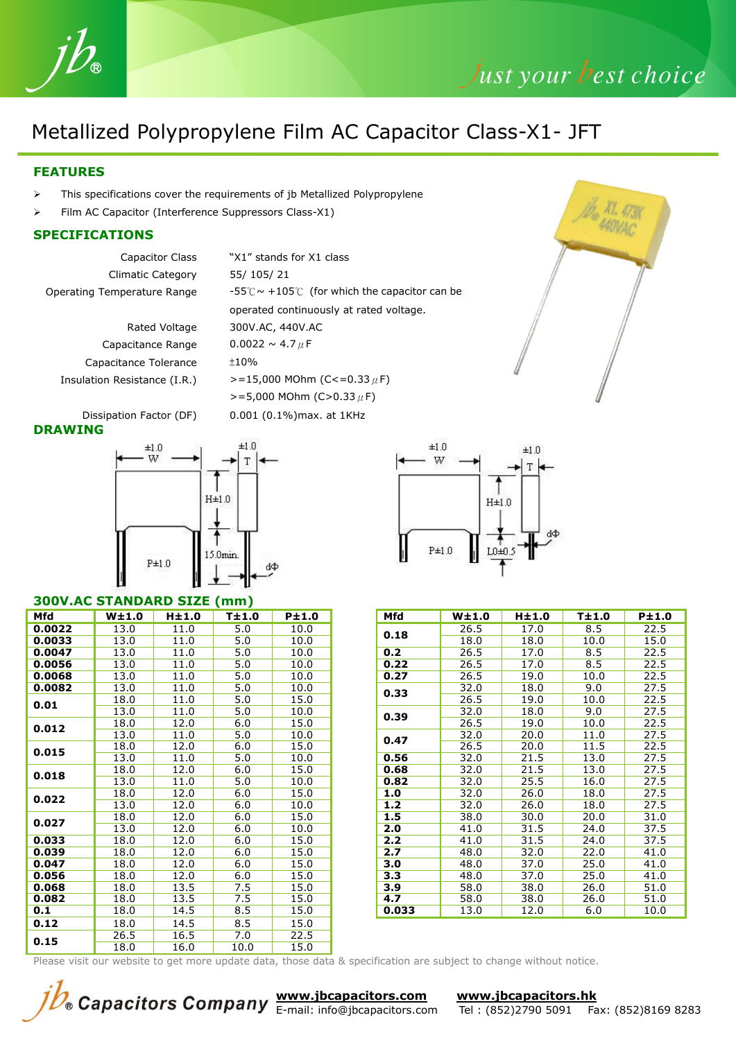# Metallized Polypropylene Film AC Capacitor Class-X1- JFT

## FEATURES

- This specifications cover the requirements of jb Metallized Polypropylene
- Film AC Capacitor (Interference Suppressors Class-X1)

## SPECIFICATIONS

| | |
|---|---|
| Capacitor Class | "X1" stands for X1 class |
| Climatic Category | 55/ 105/ 21 |
| Operating Temperature Range | -55℃~ +105℃ (for which the capacitor can be operated continuously at rated voltage. |
| Rated Voltage | 300V.AC, 440V.AC |
| Capacitance Range | 0.0022 ~ 4.7 μF |
| Capacitance Tolerance | ±10% |
| Insulation Resistance (I.R.) | >=15,000 MOhm (C<=0.33 μF)<br>>=5,000 MOhm (C>0.33 μF) |
| Dissipation Factor (DF) | 0.001 (0.1%)max. at 1KHz |

## DRAWING

W±1.0, T±1.0, H±1.0, P±1.0, 15.0min., dΦ

W±1.0, T±1.0, H±1.0, P±1.0, L0±0.5, dΦ

## 300V.AC STANDARD SIZE (mm)

| Mfd | W±1.0 | H±1.0 | T±1.0 | P±1.0 |
|---|---|---|---|---|
| 0.0022 | 13.0 | 11.0 | 5.0 | 10.0 |
| 0.0033 | 13.0 | 11.0 | 5.0 | 10.0 |
| 0.0047 | 13.0 | 11.0 | 5.0 | 10.0 |
| 0.0056 | 13.0 | 11.0 | 5.0 | 10.0 |
| 0.0068 | 13.0 | 11.0 | 5.0 | 10.0 |
| 0.0082 | 13.0 | 11.0 | 5.0 | 10.0 |
| 0.01 | 18.0 | 11.0 | 5.0 | 15.0 |
| | 13.0 | 11.0 | 5.0 | 10.0 |
| 0.012 | 18.0 | 12.0 | 6.0 | 15.0 |
| | 13.0 | 11.0 | 5.0 | 10.0 |
| 0.015 | 18.0 | 12.0 | 6.0 | 15.0 |
| | 13.0 | 11.0 | 5.0 | 10.0 |
| 0.018 | 18.0 | 12.0 | 6.0 | 15.0 |
| | 13.0 | 11.0 | 5.0 | 10.0 |
| 0.022 | 18.0 | 12.0 | 6.0 | 15.0 |
| | 13.0 | 12.0 | 6.0 | 10.0 |
| 0.027 | 18.0 | 12.0 | 6.0 | 15.0 |
| | 13.0 | 12.0 | 6.0 | 10.0 |
| 0.033 | 18.0 | 12.0 | 6.0 | 15.0 |
| 0.039 | 18.0 | 12.0 | 6.0 | 15.0 |
| 0.047 | 18.0 | 12.0 | 6.0 | 15.0 |
| 0.056 | 18.0 | 12.0 | 6.0 | 15.0 |
| 0.068 | 18.0 | 13.5 | 7.5 | 15.0 |
| 0.082 | 18.0 | 13.5 | 7.5 | 15.0 |
| 0.1 | 18.0 | 14.5 | 8.5 | 15.0 |
| 0.12 | 18.0 | 14.5 | 8.5 | 15.0 |
| 0.15 | 26.5 | 16.5 | 7.0 | 22.5 |
| | 18.0 | 16.0 | 10.0 | 15.0 |

| Mfd | W±1.0 | H±1.0 | T±1.0 | P±1.0 |
|---|---|---|---|---|
| 0.18 | 26.5 | 17.0 | 8.5 | 22.5 |
| | 18.0 | 18.0 | 10.0 | 15.0 |
| 0.2 | 26.5 | 17.0 | 8.5 | 22.5 |
| 0.22 | 26.5 | 17.0 | 8.5 | 22.5 |
| 0.27 | 26.5 | 19.0 | 10.0 | 22.5 |
| 0.33 | 32.0 | 18.0 | 9.0 | 27.5 |
| | 26.5 | 19.0 | 10.0 | 22.5 |
| 0.39 | 32.0 | 18.0 | 9.0 | 27.5 |
| | 26.5 | 19.0 | 10.0 | 22.5 |
| 0.47 | 32.0 | 20.0 | 11.0 | 27.5 |
| | 26.5 | 20.0 | 11.5 | 22.5 |
| 0.56 | 32.0 | 21.5 | 13.0 | 27.5 |
| 0.68 | 32.0 | 21.5 | 13.0 | 27.5 |
| 0.82 | 32.0 | 25.5 | 16.0 | 27.5 |
| 1.0 | 32.0 | 26.0 | 18.0 | 27.5 |
| 1.2 | 32.0 | 26.0 | 18.0 | 27.5 |
| 1.5 | 38.0 | 30.0 | 20.0 | 31.0 |
| 2.0 | 41.0 | 31.5 | 24.0 | 37.5 |
| 2.2 | 41.0 | 31.5 | 24.0 | 37.5 |
| 2.7 | 48.0 | 32.0 | 22.0 | 41.0 |
| 3.0 | 48.0 | 37.0 | 25.0 | 41.0 |
| 3.3 | 48.0 | 37.0 | 25.0 | 41.0 |
| 3.9 | 58.0 | 38.0 | 26.0 | 51.0 |
| 4.7 | 58.0 | 38.0 | 26.0 | 51.0 |
| 0.033 | 13.0 | 12.0 | 6.0 | 10.0 |

Please visit our website to get more update data, those data & specification are subject to change without notice.

jb Capacitors Company www.jbcapacitors.com E-mail: info@jbcapacitors.com www.jbcapacitors.hk Tel : (852)2790 5091 Fax: (852)8169 8283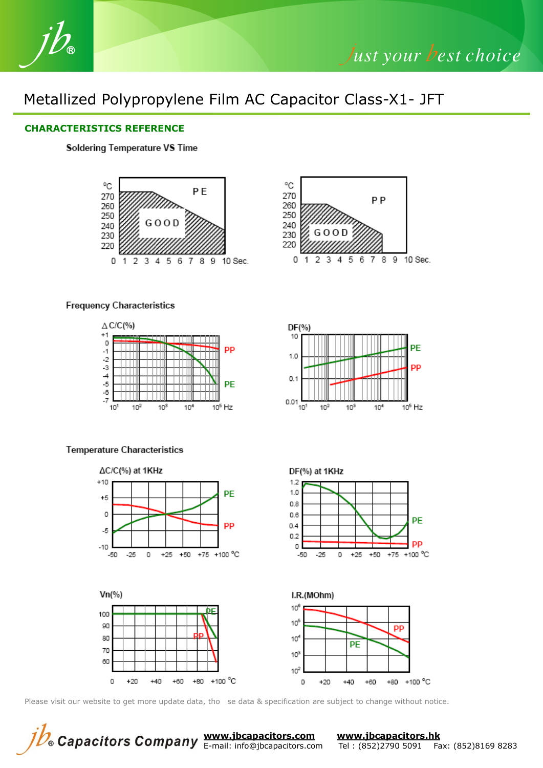# Metallized Polypropylene Film AC Capacitor Class-X1- JFT

## CHARACTERISTICS REFERENCE

### Soldering Temperature VS Time

°C
270
260
250
240
230
220
0 1 2 3 4 5 6 7 8 9 10 Sec.
PE
GOOD

°C
270
260
250
240
230
220
0 1 2 3 4 5 6 7 8 9 10 Sec.
PP
GOOD

### Frequency Characteristics

ΔC/C(%)
+1
0
-1
-2
-3
-4
-5
-6
-7
$10^1$ $10^2$ $10^3$ $10^4$ $10^5$ Hz
PP
PE

DF(%)
10
1.0
0.1
0.01
$10^1$ $10^2$ $10^3$ $10^4$ $10^5$ Hz
PE
PP

### Temperature Characteristics

ΔC/C(%) at 1KHz
+10
+5
0
-5
-10
-50 -25 0 +25 +50 +75 +100 °C
PE
PP

DF(%) at 1KHz
1.2
1.0
0.8
0.6
0.4
0.2
0
-50 -25 0 +25 +50 +75 +100 °C
PE
PP

Vn(%)
100
90
80
70
60
0 +20 +40 +60 +80 +100 °C
PE
PP

I.R.(MOhm)
$10^6$
$10^5$
$10^4$
$10^3$
$10^2$
0 +20 +40 +60 +80 +100 °C
PP
PE

Please visit our website to get more update data, those data & specification are subject to change without notice.

jb® Capacitors Company www.jbcapacitors.com E-mail: info@jbcapacitors.com www.jbcapacitors.hk Tel : (852)2790 5091 Fax: (852)8169 8283